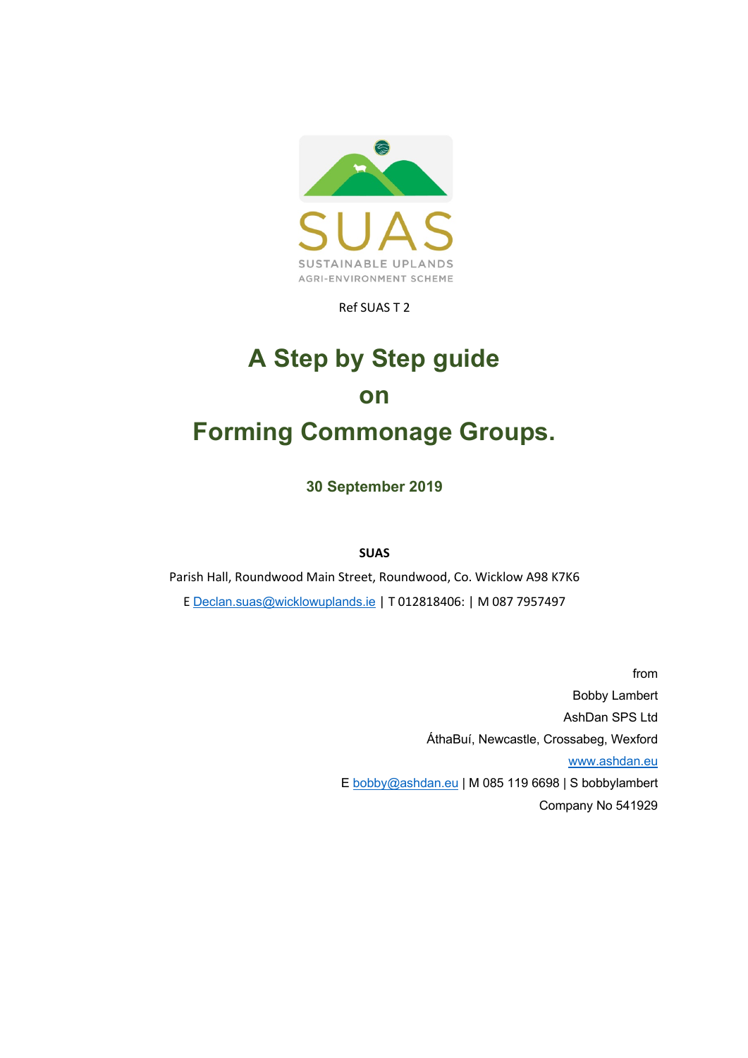SUAS

SUSTAINABLE UPLANDS
AGRI-ENVIRONMENT SCHEME

Ref SUAS T 2

# A Step by Step guide on Forming Commonage Groups.

**30 September 2019**

**SUAS**

Parish Hall, Roundwood Main Street, Roundwood, Co. Wicklow A98 K7K6

E Declan.suas@wicklowuplands.ie | T 012818406: | M 087 7957497

from
Bobby Lambert
AshDan SPS Ltd
ÁthaBuí, Newcastle, Crossabeg, Wexford
www.ashdan.eu
E bobby@ashdan.eu | M 085 119 6698 | S bobbylambert
Company No 541929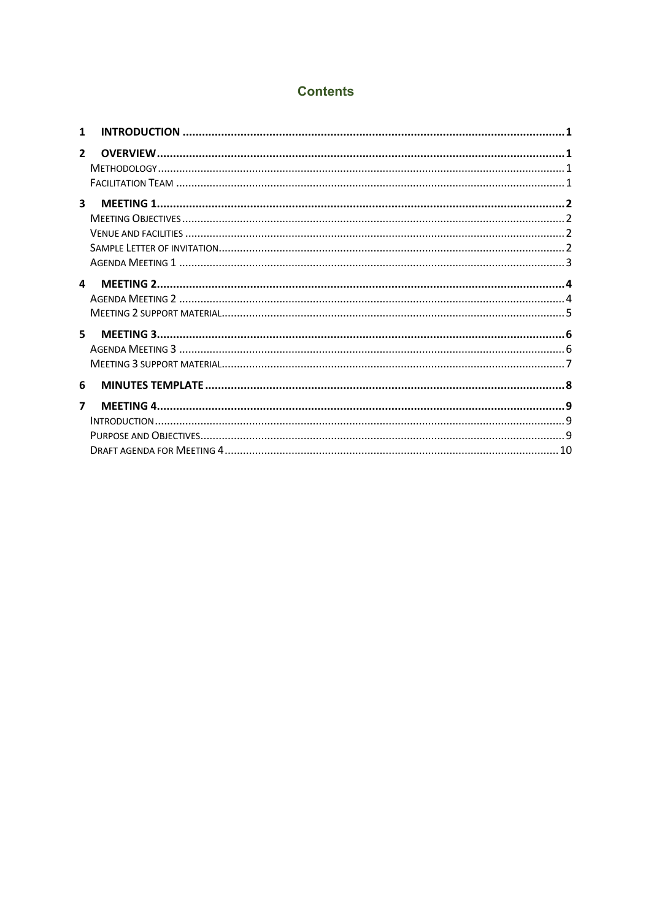## Contents

**1 INTRODUCTION** ..... **1**

**2 OVERVIEW** ..... **1**

- METHODOLOGY ..... 1
- FACILITATION TEAM ..... 1

**3 MEETING 1** ..... **2**

- MEETING OBJECTIVES ..... 2
- VENUE AND FACILITIES ..... 2
- SAMPLE LETTER OF INVITATION ..... 2
- AGENDA MEETING 1 ..... 3

**4 MEETING 2** ..... **4**

- AGENDA MEETING 2 ..... 4
- MEETING 2 SUPPORT MATERIAL ..... 5

**5 MEETING 3** ..... **6**

- AGENDA MEETING 3 ..... 6
- MEETING 3 SUPPORT MATERIAL ..... 7

**6 MINUTES TEMPLATE** ..... **8**

**7 MEETING 4** ..... **9**

- INTRODUCTION ..... 9
- PURPOSE AND OBJECTIVES ..... 9
- DRAFT AGENDA FOR MEETING 4 ..... 10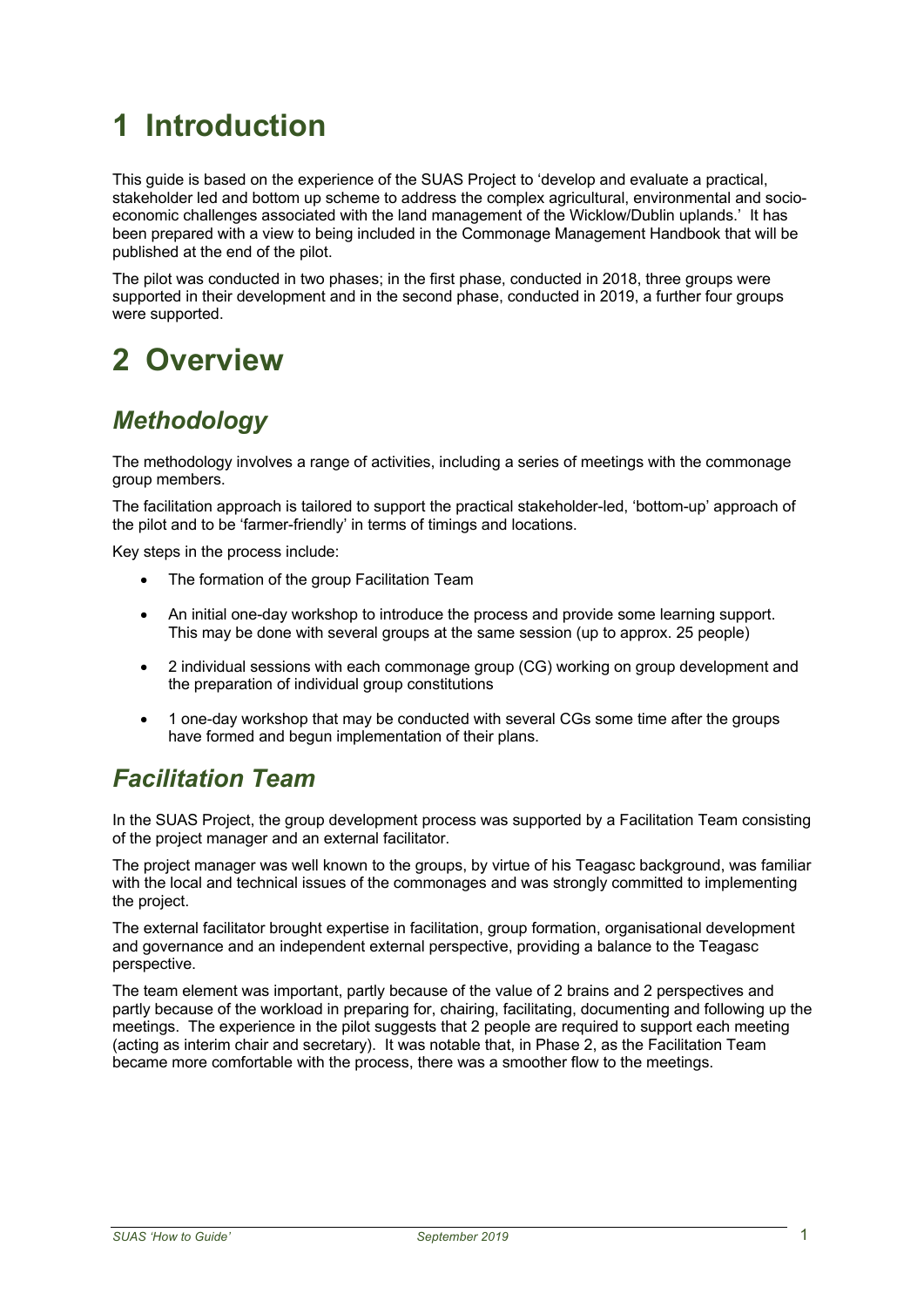# 1 Introduction

This guide is based on the experience of the SUAS Project to 'develop and evaluate a practical, stakeholder led and bottom up scheme to address the complex agricultural, environmental and socio-economic challenges associated with the land management of the Wicklow/Dublin uplands.' It has been prepared with a view to being included in the Commonage Management Handbook that will be published at the end of the pilot.

The pilot was conducted in two phases; in the first phase, conducted in 2018, three groups were supported in their development and in the second phase, conducted in 2019, a further four groups were supported.

# 2 Overview

## *Methodology*

The methodology involves a range of activities, including a series of meetings with the commonage group members.

The facilitation approach is tailored to support the practical stakeholder-led, 'bottom-up' approach of the pilot and to be 'farmer-friendly' in terms of timings and locations.

Key steps in the process include:

- The formation of the group Facilitation Team
- An initial one-day workshop to introduce the process and provide some learning support. This may be done with several groups at the same session (up to approx. 25 people)
- 2 individual sessions with each commonage group (CG) working on group development and the preparation of individual group constitutions
- 1 one-day workshop that may be conducted with several CGs some time after the groups have formed and begun implementation of their plans.

## *Facilitation Team*

In the SUAS Project, the group development process was supported by a Facilitation Team consisting of the project manager and an external facilitator.

The project manager was well known to the groups, by virtue of his Teagasc background, was familiar with the local and technical issues of the commonages and was strongly committed to implementing the project.

The external facilitator brought expertise in facilitation, group formation, organisational development and governance and an independent external perspective, providing a balance to the Teagasc perspective.

The team element was important, partly because of the value of 2 brains and 2 perspectives and partly because of the workload in preparing for, chairing, facilitating, documenting and following up the meetings. The experience in the pilot suggests that 2 people are required to support each meeting (acting as interim chair and secretary). It was notable that, in Phase 2, as the Facilitation Team became more comfortable with the process, there was a smoother flow to the meetings.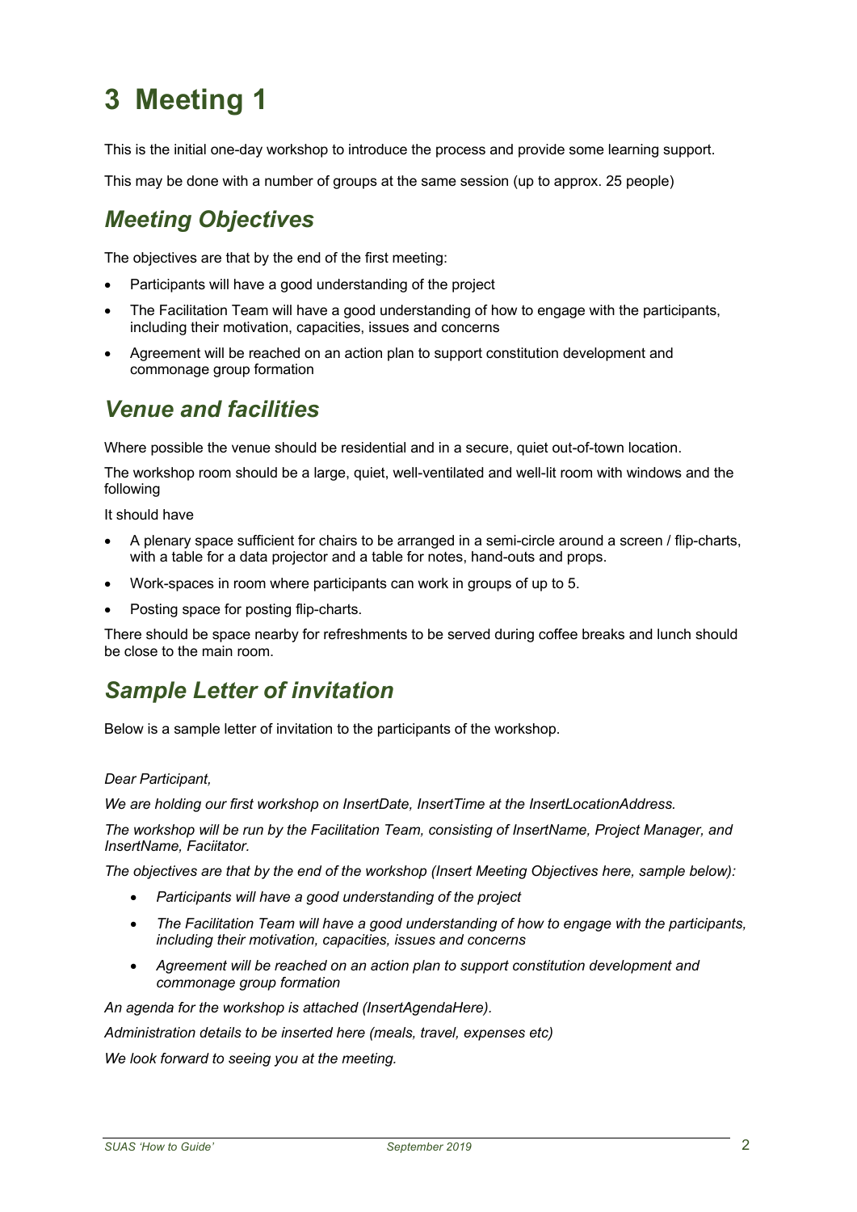# 3 Meeting 1

This is the initial one-day workshop to introduce the process and provide some learning support.

This may be done with a number of groups at the same session (up to approx. 25 people)

## *Meeting Objectives*

The objectives are that by the end of the first meeting:

- Participants will have a good understanding of the project
- The Facilitation Team will have a good understanding of how to engage with the participants, including their motivation, capacities, issues and concerns
- Agreement will be reached on an action plan to support constitution development and commonage group formation

## *Venue and facilities*

Where possible the venue should be residential and in a secure, quiet out-of-town location.

The workshop room should be a large, quiet, well-ventilated and well-lit room with windows and the following

It should have

- A plenary space sufficient for chairs to be arranged in a semi-circle around a screen / flip-charts, with a table for a data projector and a table for notes, hand-outs and props.
- Work-spaces in room where participants can work in groups of up to 5.
- Posting space for posting flip-charts.

There should be space nearby for refreshments to be served during coffee breaks and lunch should be close to the main room.

## *Sample Letter of invitation*

Below is a sample letter of invitation to the participants of the workshop.

*Dear Participant,*

*We are holding our first workshop on InsertDate, InsertTime at the InsertLocationAddress.*

*The workshop will be run by the Facilitation Team, consisting of InsertName, Project Manager, and InsertName, Faciitator.*

*The objectives are that by the end of the workshop (Insert Meeting Objectives here, sample below):*

- *Participants will have a good understanding of the project*
- *The Facilitation Team will have a good understanding of how to engage with the participants, including their motivation, capacities, issues and concerns*
- *Agreement will be reached on an action plan to support constitution development and commonage group formation*

*An agenda for the workshop is attached (InsertAgendaHere).*

*Administration details to be inserted here (meals, travel, expenses etc)*

*We look forward to seeing you at the meeting.*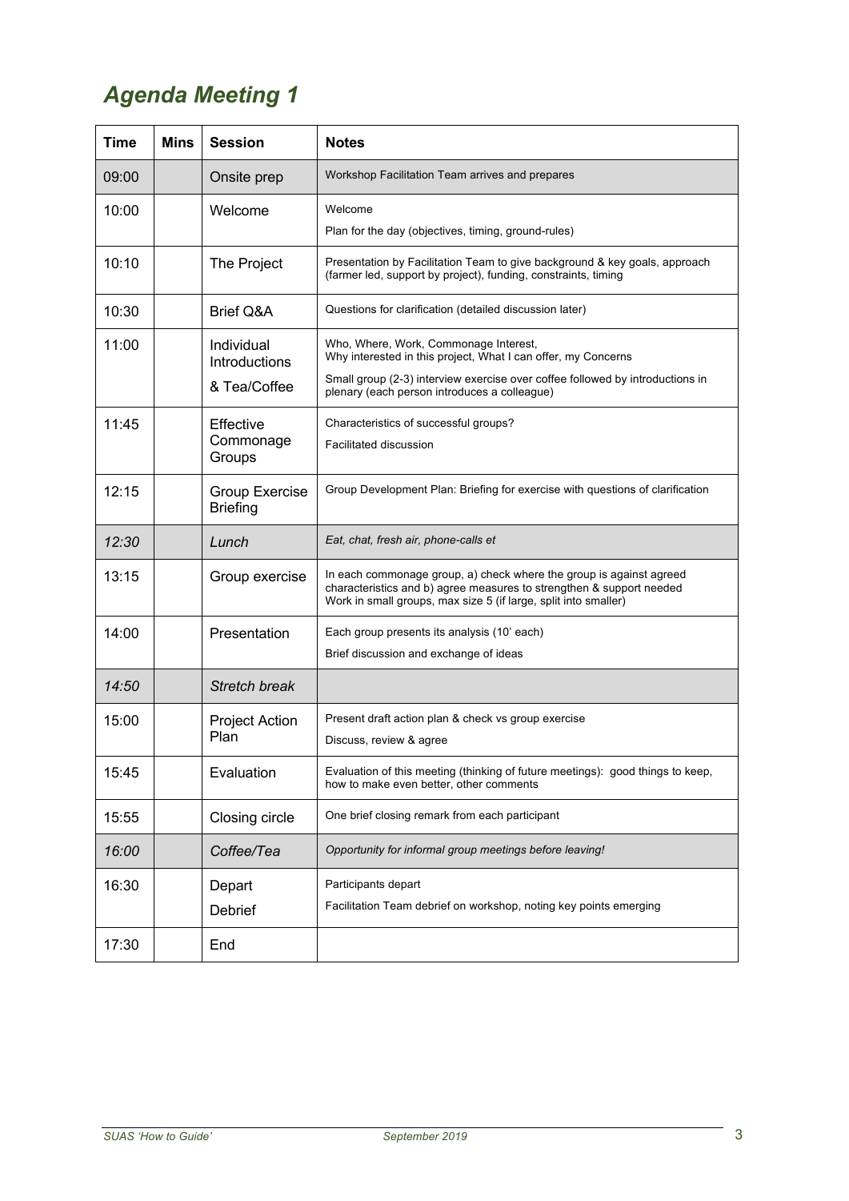## *Agenda Meeting 1*

| Time | Mins | Session | Notes |
|---|---|---|---|
| 09:00 | | Onsite prep | Workshop Facilitation Team arrives and prepares |
| 10:00 | | Welcome | Welcome<br>Plan for the day (objectives, timing, ground-rules) |
| 10:10 | | The Project | Presentation by Facilitation Team to give background & key goals, approach (farmer led, support by project), funding, constraints, timing |
| 10:30 | | Brief Q&A | Questions for clarification (detailed discussion later) |
| 11:00 | | Individual Introductions<br>& Tea/Coffee | Who, Where, Work, Commonage Interest, Why interested in this project, What I can offer, my Concerns<br>Small group (2-3) interview exercise over coffee followed by introductions in plenary (each person introduces a colleague) |
| 11:45 | | Effective Commonage Groups | Characteristics of successful groups?<br>Facilitated discussion |
| 12:15 | | Group Exercise Briefing | Group Development Plan: Briefing for exercise with questions of clarification |
| *12:30* | | *Lunch* | *Eat, chat, fresh air, phone-calls et* |
| 13:15 | | Group exercise | In each commonage group, a) check where the group is against agreed characteristics and b) agree measures to strengthen & support needed Work in small groups, max size 5 (if large, split into smaller) |
| 14:00 | | Presentation | Each group presents its analysis (10' each)<br>Brief discussion and exchange of ideas |
| *14:50* | | *Stretch break* | |
| 15:00 | | Project Action Plan | Present draft action plan & check vs group exercise<br>Discuss, review & agree |
| 15:45 | | Evaluation | Evaluation of this meeting (thinking of future meetings): good things to keep, how to make even better, other comments |
| 15:55 | | Closing circle | One brief closing remark from each participant |
| *16:00* | | *Coffee/Tea* | *Opportunity for informal group meetings before leaving!* |
| 16:30 | | Depart<br>Debrief | Participants depart<br>Facilitation Team debrief on workshop, noting key points emerging |
| 17:30 | | End | |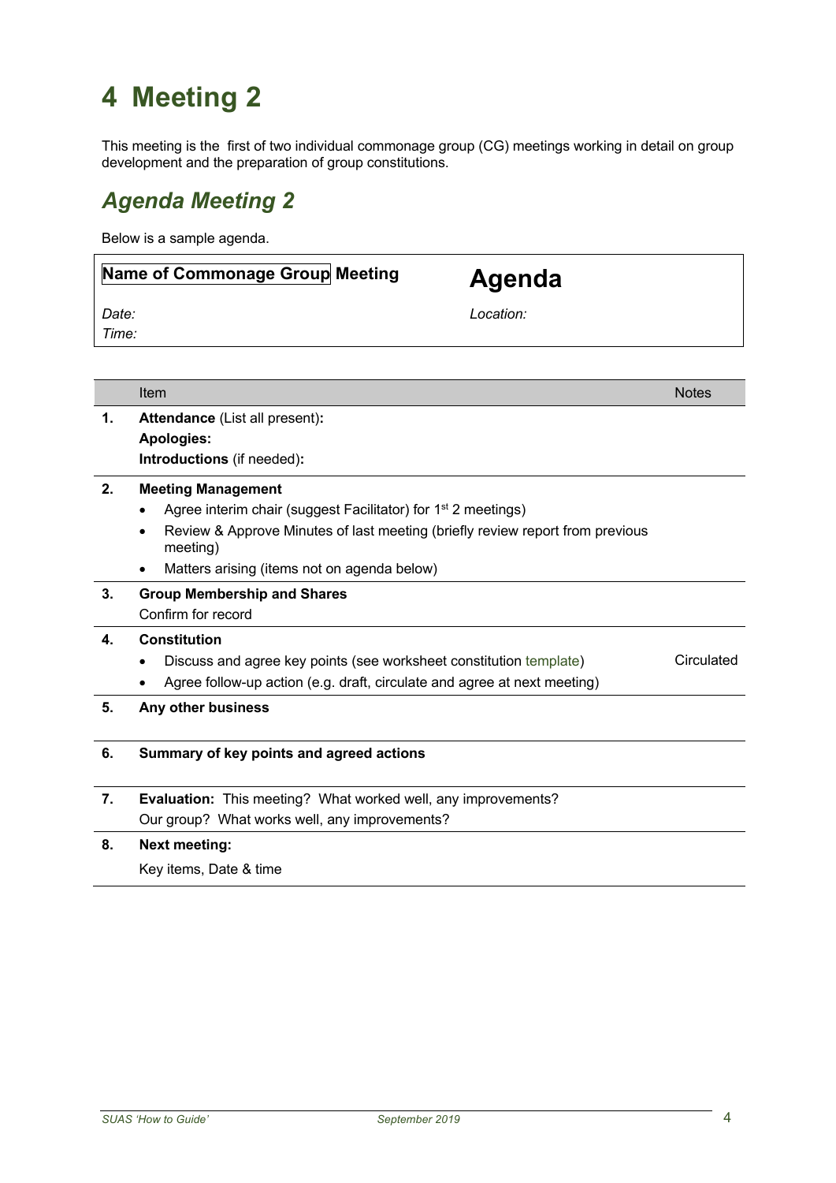# 4 Meeting 2

This meeting is the first of two individual commonage group (CG) meetings working in detail on group development and the preparation of group constitutions.

## *Agenda Meeting 2*

Below is a sample agenda.

| **Name of Commonage Group Meeting** | **Agenda** |
|---|---|
| *Date:* | *Location:* |
| *Time:* | |

| | Item | Notes |
|---|---|---|
| **1.** | **Attendance** (List all present)**:**<br>**Apologies:**<br>**Introductions** (if needed)**:** | |
| **2.** | **Meeting Management**<br>• Agree interim chair (suggest Facilitator) for 1st 2 meetings)<br>• Review & Approve Minutes of last meeting (briefly review report from previous meeting)<br>• Matters arising (items not on agenda below) | |
| **3.** | **Group Membership and Shares**<br>Confirm for record | |
| **4.** | **Constitution**<br>• Discuss and agree key points (see worksheet constitution template)<br>• Agree follow-up action (e.g. draft, circulate and agree at next meeting) | Circulated |
| **5.** | **Any other business** | |
| **6.** | **Summary of key points and agreed actions** | |
| **7.** | **Evaluation:** This meeting? What worked well, any improvements?<br>Our group? What works well, any improvements? | |
| **8.** | **Next meeting:**<br>Key items, Date & time | |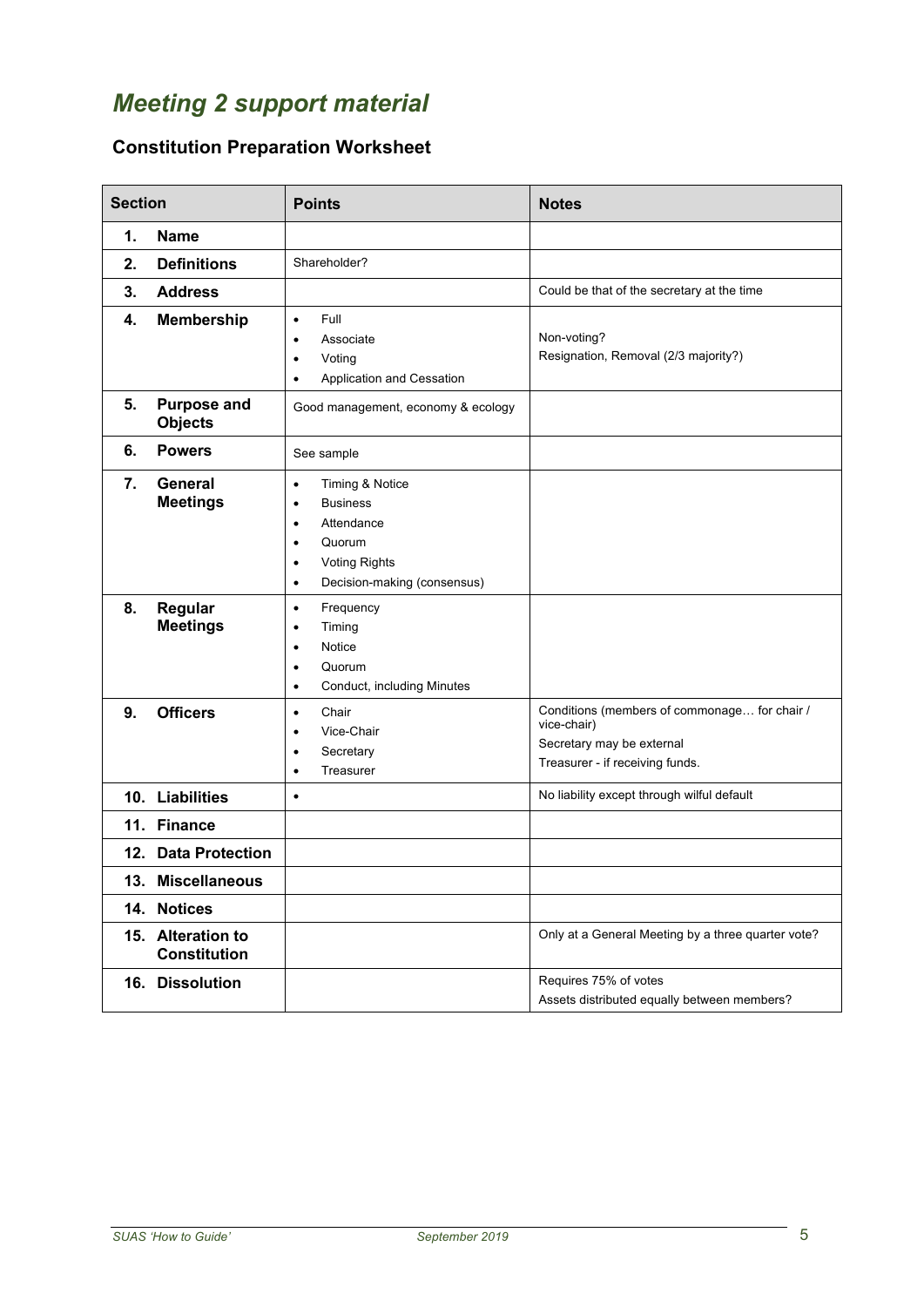# *Meeting 2 support material*

## Constitution Preparation Worksheet

| Section | Points | Notes |
|---|---|---|
| **1. Name** | | |
| **2. Definitions** | Shareholder? | |
| **3. Address** | | Could be that of the secretary at the time |
| **4. Membership** | • Full<br>• Associate<br>• Voting<br>• Application and Cessation | Non-voting?<br>Resignation, Removal (2/3 majority?) |
| **5. Purpose and Objects** | Good management, economy & ecology | |
| **6. Powers** | See sample | |
| **7. General Meetings** | • Timing & Notice<br>• Business<br>• Attendance<br>• Quorum<br>• Voting Rights<br>• Decision-making (consensus) | |
| **8. Regular Meetings** | • Frequency<br>• Timing<br>• Notice<br>• Quorum<br>• Conduct, including Minutes | |
| **9. Officers** | • Chair<br>• Vice-Chair<br>• Secretary<br>• Treasurer | Conditions (members of commonage… for chair / vice-chair)<br>Secretary may be external<br>Treasurer - if receiving funds. |
| **10. Liabilities** | • | No liability except through wilful default |
| **11. Finance** | | |
| **12. Data Protection** | | |
| **13. Miscellaneous** | | |
| **14. Notices** | | |
| **15. Alteration to Constitution** | | Only at a General Meeting by a three quarter vote? |
| **16. Dissolution** | | Requires 75% of votes<br>Assets distributed equally between members? |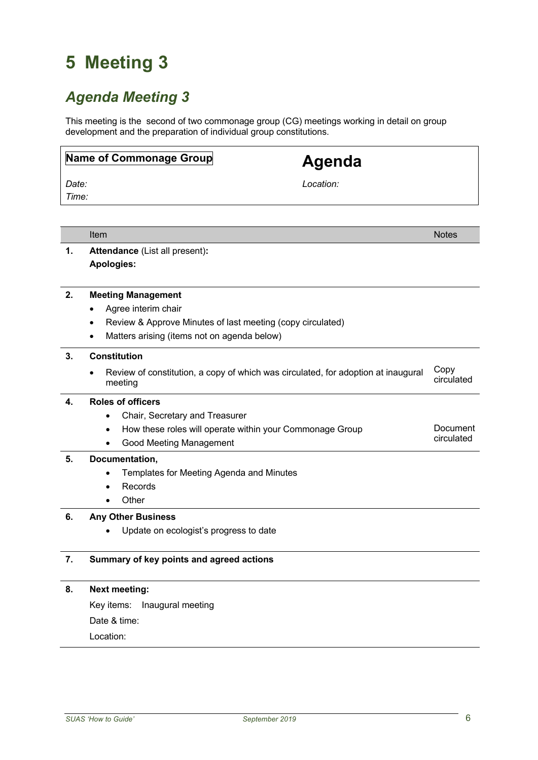# 5 Meeting 3

## *Agenda Meeting 3*

This meeting is the second of two commonage group (CG) meetings working in detail on group development and the preparation of individual group constitutions.

| **Name of Commonage Group** | **Agenda** |
|---|---|
| *Date:* | *Location:* |
| *Time:* | |

| | Item | Notes |
|---|---|---|
| **1.** | **Attendance** (List all present)**:**<br>**Apologies:** | |
| **2.** | **Meeting Management**<br>• Agree interim chair<br>• Review & Approve Minutes of last meeting (copy circulated)<br>• Matters arising (items not on agenda below) | |
| **3.** | **Constitution**<br>• Review of constitution, a copy of which was circulated, for adoption at inaugural meeting | Copy circulated |
| **4.** | **Roles of officers**<br>• Chair, Secretary and Treasurer<br>• How these roles will operate within your Commonage Group<br>• Good Meeting Management | Document circulated |
| **5.** | **Documentation,**<br>• Templates for Meeting Agenda and Minutes<br>• Records<br>• Other | |
| **6.** | **Any Other Business**<br>• Update on ecologist's progress to date | |
| **7.** | **Summary of key points and agreed actions** | |
| **8.** | **Next meeting:**<br>Key items: Inaugural meeting<br>Date & time:<br>Location: | |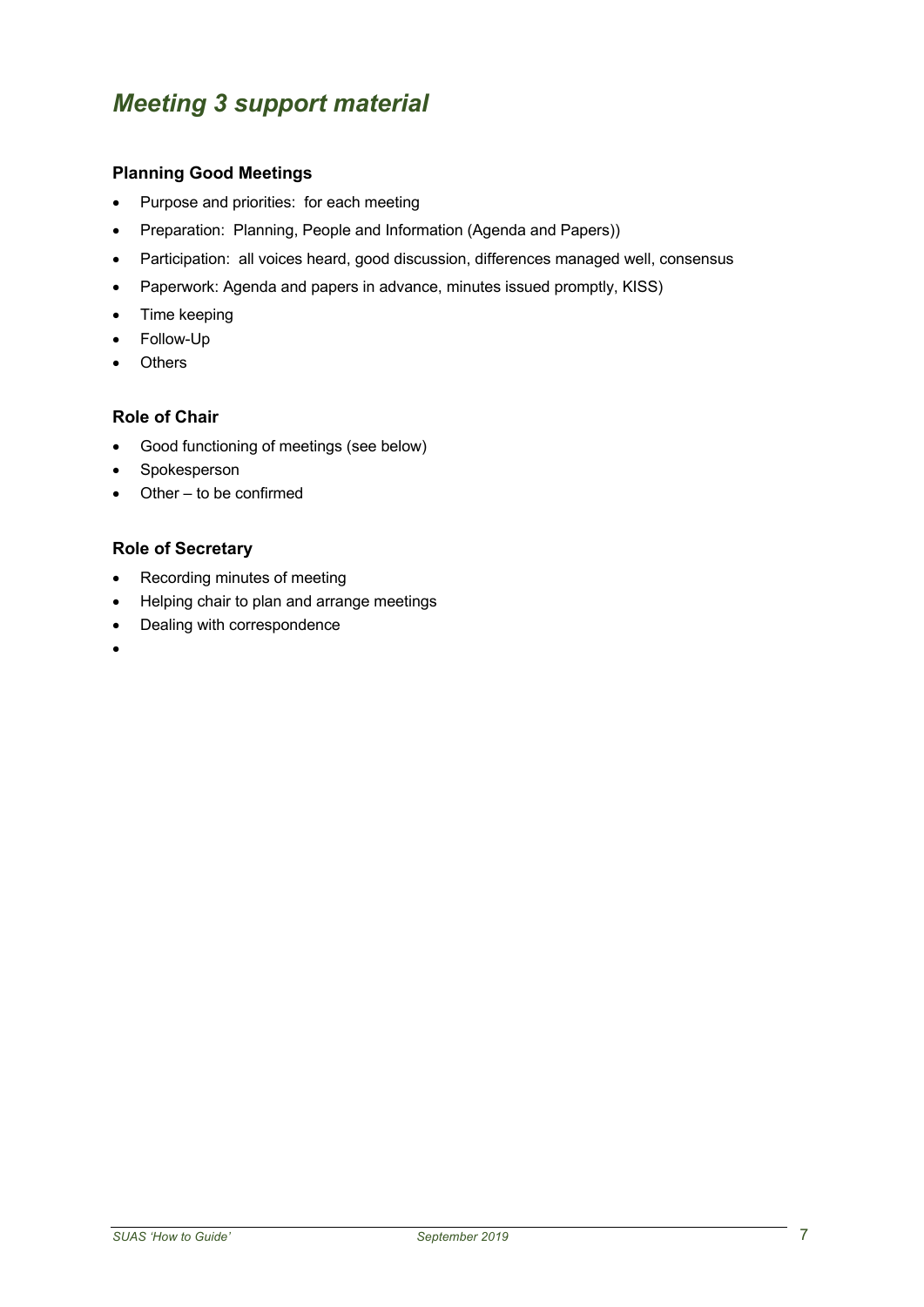# *Meeting 3 support material*

### Planning Good Meetings

- Purpose and priorities:  for each meeting
- Preparation:  Planning, People and Information (Agenda and Papers))
- Participation:  all voices heard, good discussion, differences managed well, consensus
- Paperwork: Agenda and papers in advance, minutes issued promptly, KISS)
- Time keeping
- Follow-Up
- Others

### Role of Chair

- Good functioning of meetings (see below)
- Spokesperson
- Other – to be confirmed

### Role of Secretary

- Recording minutes of meeting
- Helping chair to plan and arrange meetings
- Dealing with correspondence
-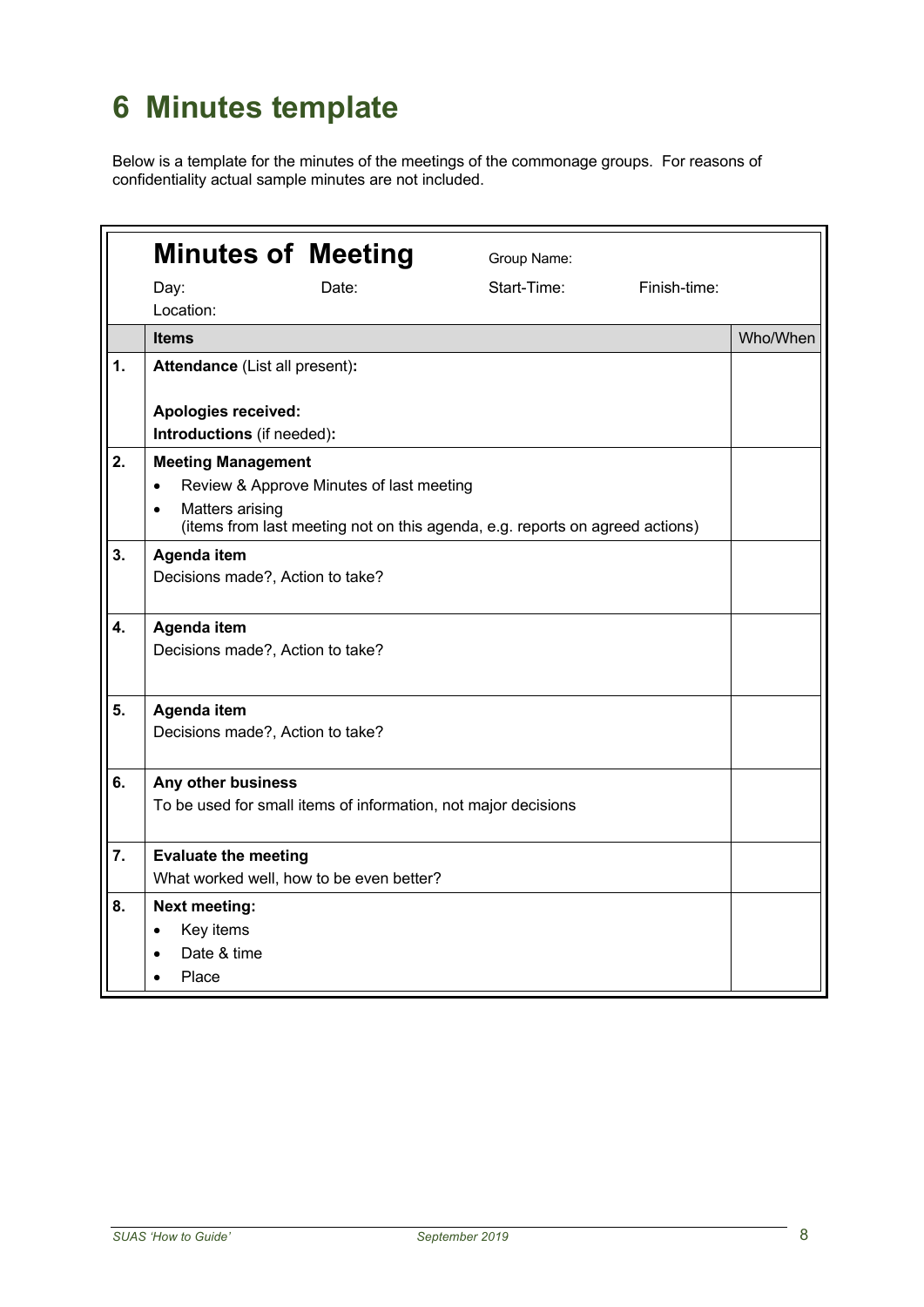# 6 Minutes template

Below is a template for the minutes of the meetings of the commonage groups. For reasons of confidentiality actual sample minutes are not included.

| | **Minutes of Meeting** | |
|---|---|---|
| | Group Name: | |
| | Day: Date: Start-Time: Finish-time: | |
| | Location: | |
| | **Items** | Who/When |
| **1.** | **Attendance** (List all present):<br><br>**Apologies received:**<br>**Introductions** (if needed): | |
| **2.** | **Meeting Management**<br>• Review & Approve Minutes of last meeting<br>• Matters arising<br>(items from last meeting not on this agenda, e.g. reports on agreed actions) | |
| **3.** | **Agenda item**<br>Decisions made?, Action to take? | |
| **4.** | **Agenda item**<br>Decisions made?, Action to take? | |
| **5.** | **Agenda item**<br>Decisions made?, Action to take? | |
| **6.** | **Any other business**<br>To be used for small items of information, not major decisions | |
| **7.** | **Evaluate the meeting**<br>What worked well, how to be even better? | |
| **8.** | **Next meeting:**<br>• Key items<br>• Date & time<br>• Place | |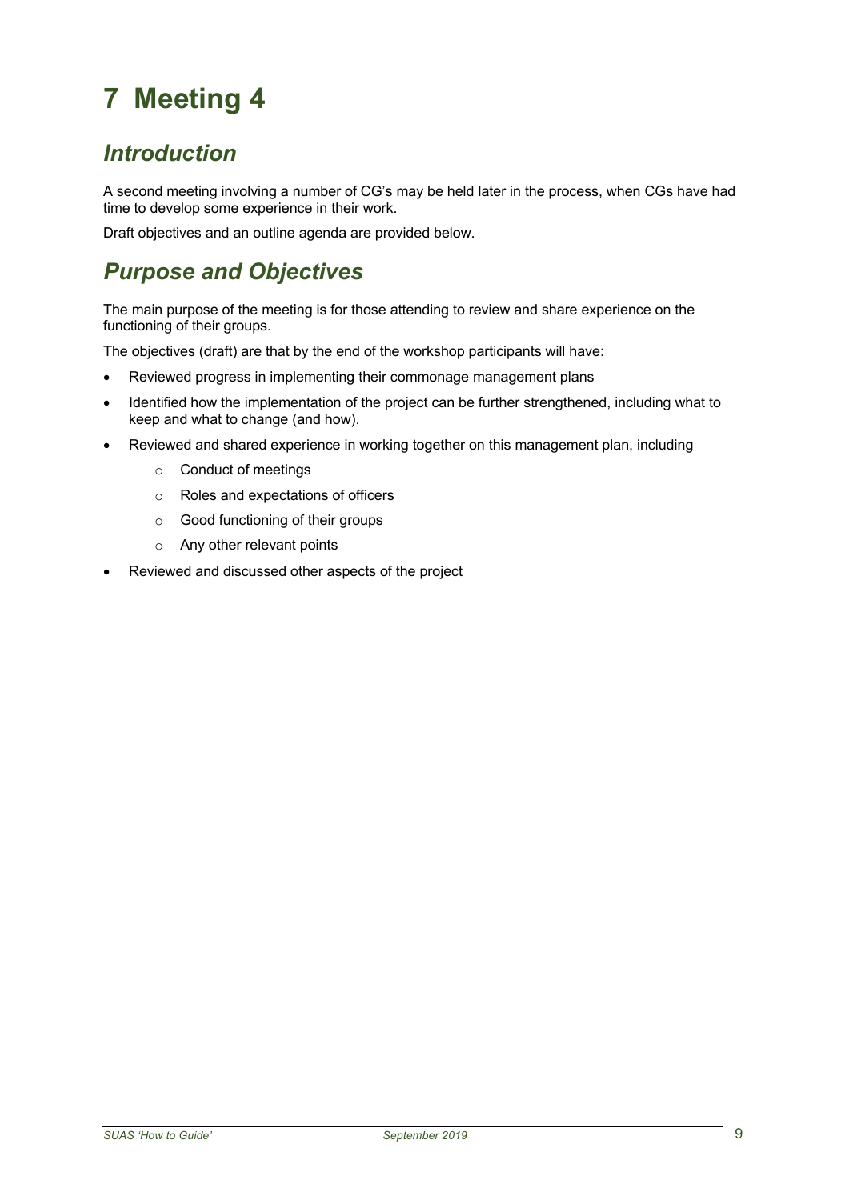# 7 Meeting 4

## *Introduction*

A second meeting involving a number of CG's may be held later in the process, when CGs have had time to develop some experience in their work.

Draft objectives and an outline agenda are provided below.

## *Purpose and Objectives*

The main purpose of the meeting is for those attending to review and share experience on the functioning of their groups.

The objectives (draft) are that by the end of the workshop participants will have:

- Reviewed progress in implementing their commonage management plans
- Identified how the implementation of the project can be further strengthened, including what to keep and what to change (and how).
- Reviewed and shared experience in working together on this management plan, including
  - Conduct of meetings
  - Roles and expectations of officers
  - Good functioning of their groups
  - Any other relevant points
- Reviewed and discussed other aspects of the project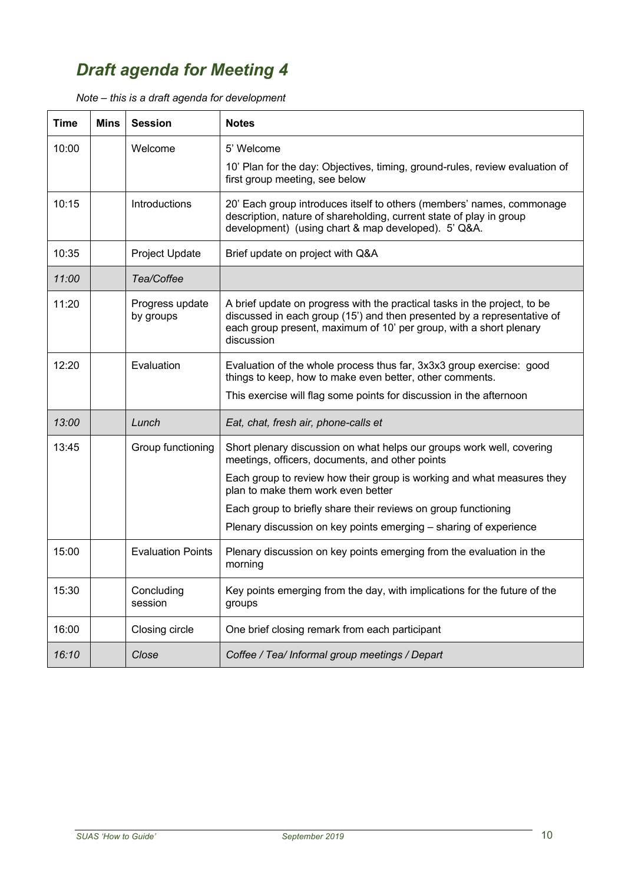## *Draft agenda for Meeting 4*

*Note – this is a draft agenda for development*

| Time | Mins | Session | Notes |
|---|---|---|---|
| 10:00 | | Welcome | 5' Welcome<br><br>10' Plan for the day: Objectives, timing, ground-rules, review evaluation of first group meeting, see below |
| 10:15 | | Introductions | 20' Each group introduces itself to others (members' names, commonage description, nature of shareholding, current state of play in group development) (using chart & map developed). 5' Q&A. |
| 10:35 | | Project Update | Brief update on project with Q&A |
| *11:00* | | *Tea/Coffee* | |
| 11:20 | | Progress update by groups | A brief update on progress with the practical tasks in the project, to be discussed in each group (15') and then presented by a representative of each group present, maximum of 10' per group, with a short plenary discussion |
| 12:20 | | Evaluation | Evaluation of the whole process thus far, 3x3x3 group exercise: good things to keep, how to make even better, other comments.<br><br>This exercise will flag some points for discussion in the afternoon |
| *13:00* | | *Lunch* | *Eat, chat, fresh air, phone-calls et* |
| 13:45 | | Group functioning | Short plenary discussion on what helps our groups work well, covering meetings, officers, documents, and other points<br><br>Each group to review how their group is working and what measures they plan to make them work even better<br><br>Each group to briefly share their reviews on group functioning<br><br>Plenary discussion on key points emerging – sharing of experience |
| 15:00 | | Evaluation Points | Plenary discussion on key points emerging from the evaluation in the morning |
| 15:30 | | Concluding session | Key points emerging from the day, with implications for the future of the groups |
| 16:00 | | Closing circle | One brief closing remark from each participant |
| *16:10* | | *Close* | *Coffee / Tea/ Informal group meetings / Depart* |